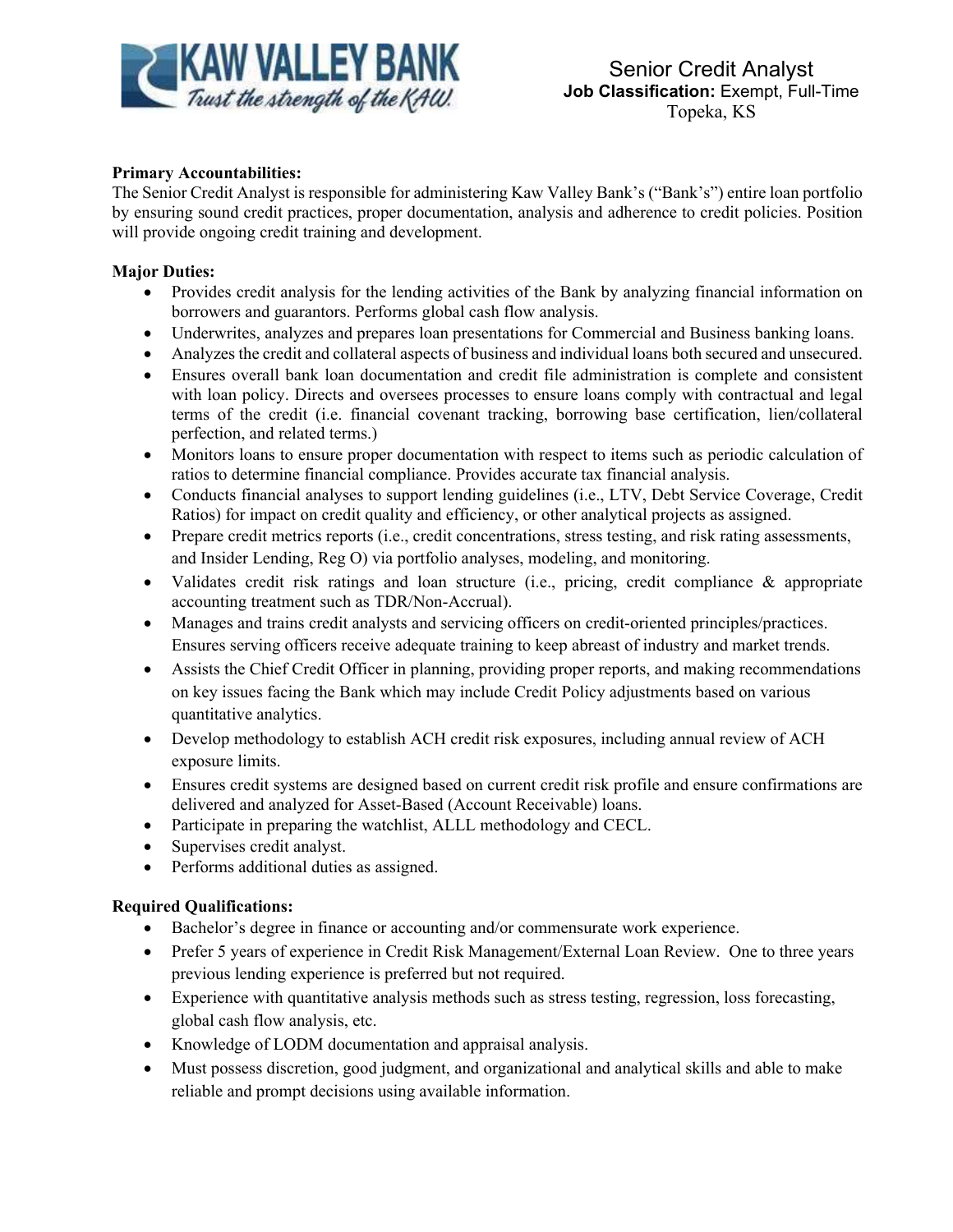KAW VALLEY BANK
*Trust the strength of the KAW!*

# Senior Credit Analyst

**Job Classification:** Exempt, Full-Time
Topeka, KS

**Primary Accountabilities:**
The Senior Credit Analyst is responsible for administering Kaw Valley Bank's ("Bank's") entire loan portfolio by ensuring sound credit practices, proper documentation, analysis and adherence to credit policies. Position will provide ongoing credit training and development.

**Major Duties:**

- Provides credit analysis for the lending activities of the Bank by analyzing financial information on borrowers and guarantors. Performs global cash flow analysis.
- Underwrites, analyzes and prepares loan presentations for Commercial and Business banking loans.
- Analyzes the credit and collateral aspects of business and individual loans both secured and unsecured.
- Ensures overall bank loan documentation and credit file administration is complete and consistent with loan policy. Directs and oversees processes to ensure loans comply with contractual and legal terms of the credit (i.e. financial covenant tracking, borrowing base certification, lien/collateral perfection, and related terms.)
- Monitors loans to ensure proper documentation with respect to items such as periodic calculation of ratios to determine financial compliance. Provides accurate tax financial analysis.
- Conducts financial analyses to support lending guidelines (i.e., LTV, Debt Service Coverage, Credit Ratios) for impact on credit quality and efficiency, or other analytical projects as assigned.
- Prepare credit metrics reports (i.e., credit concentrations, stress testing, and risk rating assessments, and Insider Lending, Reg O) via portfolio analyses, modeling, and monitoring.
- Validates credit risk ratings and loan structure (i.e., pricing, credit compliance & appropriate accounting treatment such as TDR/Non-Accrual).
- Manages and trains credit analysts and servicing officers on credit-oriented principles/practices. Ensures serving officers receive adequate training to keep abreast of industry and market trends.
- Assists the Chief Credit Officer in planning, providing proper reports, and making recommendations on key issues facing the Bank which may include Credit Policy adjustments based on various quantitative analytics.
- Develop methodology to establish ACH credit risk exposures, including annual review of ACH exposure limits.
- Ensures credit systems are designed based on current credit risk profile and ensure confirmations are delivered and analyzed for Asset-Based (Account Receivable) loans.
- Participate in preparing the watchlist, ALLL methodology and CECL.
- Supervises credit analyst.
- Performs additional duties as assigned.

**Required Qualifications:**

- Bachelor's degree in finance or accounting and/or commensurate work experience.
- Prefer 5 years of experience in Credit Risk Management/External Loan Review. One to three years previous lending experience is preferred but not required.
- Experience with quantitative analysis methods such as stress testing, regression, loss forecasting, global cash flow analysis, etc.
- Knowledge of LODM documentation and appraisal analysis.
- Must possess discretion, good judgment, and organizational and analytical skills and able to make reliable and prompt decisions using available information.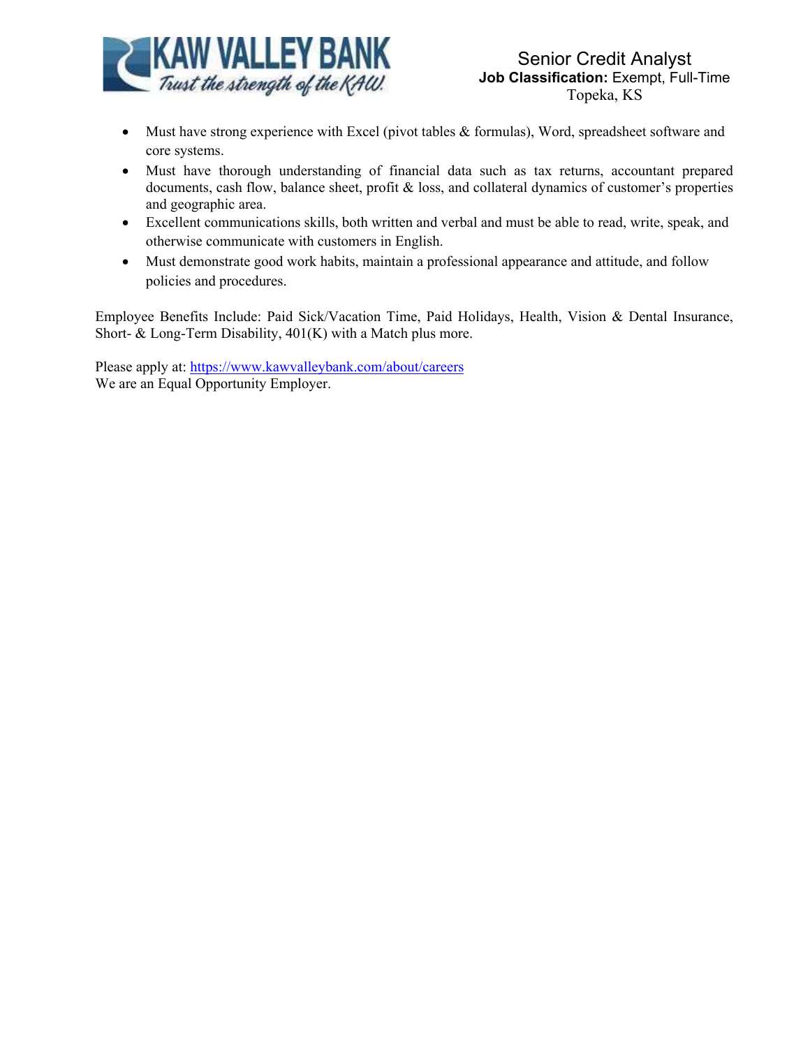- Must have strong experience with Excel (pivot tables & formulas), Word, spreadsheet software and core systems.
- Must have thorough understanding of financial data such as tax returns, accountant prepared documents, cash flow, balance sheet, profit & loss, and collateral dynamics of customer's properties and geographic area.
- Excellent communications skills, both written and verbal and must be able to read, write, speak, and otherwise communicate with customers in English.
- Must demonstrate good work habits, maintain a professional appearance and attitude, and follow policies and procedures.

Employee Benefits Include: Paid Sick/Vacation Time, Paid Holidays, Health, Vision & Dental Insurance, Short- & Long-Term Disability, 401(K) with a Match plus more.

Please apply at: https://www.kawvalleybank.com/about/careers
We are an Equal Opportunity Employer.